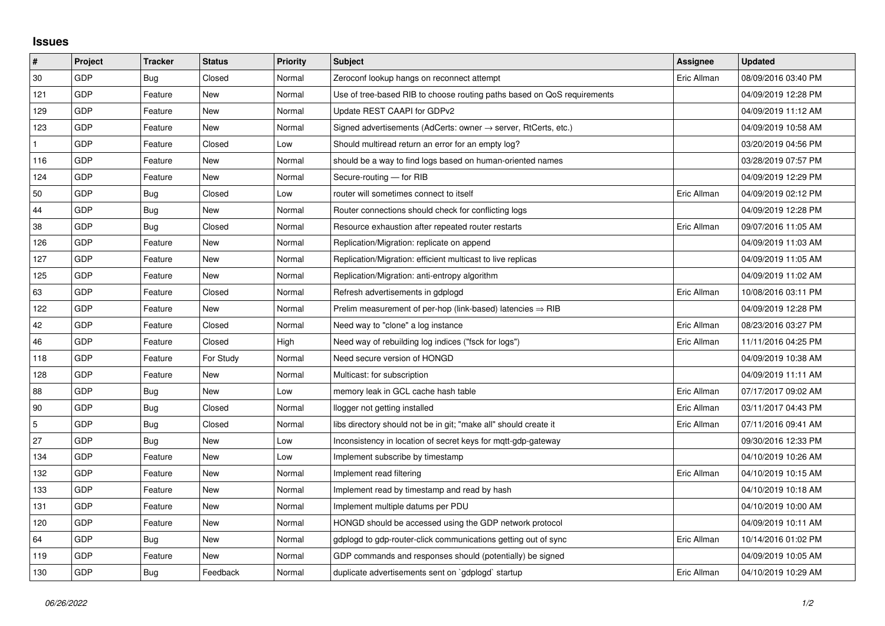## Issues

| # | Project | Tracker | Status | Priority | Subject | Assignee | Updated |
|---|---|---|---|---|---|---|---|
| 30 | GDP | Bug | Closed | Normal | Zeroconf lookup hangs on reconnect attempt | Eric Allman | 08/09/2016 03:40 PM |
| 121 | GDP | Feature | New | Normal | Use of tree-based RIB to choose routing paths based on QoS requirements | | 04/09/2019 12:28 PM |
| 129 | GDP | Feature | New | Normal | Update REST CAAPI for GDPv2 | | 04/09/2019 11:12 AM |
| 123 | GDP | Feature | New | Normal | Signed advertisements (AdCerts: owner → server, RtCerts, etc.) | | 04/09/2019 10:58 AM |
| 1 | GDP | Feature | Closed | Low | Should multiread return an error for an empty log? | | 03/20/2019 04:56 PM |
| 116 | GDP | Feature | New | Normal | should be a way to find logs based on human-oriented names | | 03/28/2019 07:57 PM |
| 124 | GDP | Feature | New | Normal | Secure-routing — for RIB | | 04/09/2019 12:29 PM |
| 50 | GDP | Bug | Closed | Low | router will sometimes connect to itself | Eric Allman | 04/09/2019 02:12 PM |
| 44 | GDP | Bug | New | Normal | Router connections should check for conflicting logs | | 04/09/2019 12:28 PM |
| 38 | GDP | Bug | Closed | Normal | Resource exhaustion after repeated router restarts | Eric Allman | 09/07/2016 11:05 AM |
| 126 | GDP | Feature | New | Normal | Replication/Migration: replicate on append | | 04/09/2019 11:03 AM |
| 127 | GDP | Feature | New | Normal | Replication/Migration: efficient multicast to live replicas | | 04/09/2019 11:05 AM |
| 125 | GDP | Feature | New | Normal | Replication/Migration: anti-entropy algorithm | | 04/09/2019 11:02 AM |
| 63 | GDP | Feature | Closed | Normal | Refresh advertisements in gdplogd | Eric Allman | 10/08/2016 03:11 PM |
| 122 | GDP | Feature | New | Normal | Prelim measurement of per-hop (link-based) latencies ⇒ RIB | | 04/09/2019 12:28 PM |
| 42 | GDP | Feature | Closed | Normal | Need way to "clone" a log instance | Eric Allman | 08/23/2016 03:27 PM |
| 46 | GDP | Feature | Closed | High | Need way of rebuilding log indices ("fsck for logs") | Eric Allman | 11/11/2016 04:25 PM |
| 118 | GDP | Feature | For Study | Normal | Need secure version of HONGD | | 04/09/2019 10:38 AM |
| 128 | GDP | Feature | New | Normal | Multicast: for subscription | | 04/09/2019 11:11 AM |
| 88 | GDP | Bug | New | Low | memory leak in GCL cache hash table | Eric Allman | 07/17/2017 09:02 AM |
| 90 | GDP | Bug | Closed | Normal | llogger not getting installed | Eric Allman | 03/11/2017 04:43 PM |
| 5 | GDP | Bug | Closed | Normal | libs directory should not be in git; "make all" should create it | Eric Allman | 07/11/2016 09:41 AM |
| 27 | GDP | Bug | New | Low | Inconsistency in location of secret keys for mqtt-gdp-gateway | | 09/30/2016 12:33 PM |
| 134 | GDP | Feature | New | Low | Implement subscribe by timestamp | | 04/10/2019 10:26 AM |
| 132 | GDP | Feature | New | Normal | Implement read filtering | Eric Allman | 04/10/2019 10:15 AM |
| 133 | GDP | Feature | New | Normal | Implement read by timestamp and read by hash | | 04/10/2019 10:18 AM |
| 131 | GDP | Feature | New | Normal | Implement multiple datums per PDU | | 04/10/2019 10:00 AM |
| 120 | GDP | Feature | New | Normal | HONGD should be accessed using the GDP network protocol | | 04/09/2019 10:11 AM |
| 64 | GDP | Bug | New | Normal | gdplogd to gdp-router-click communications getting out of sync | Eric Allman | 10/14/2016 01:02 PM |
| 119 | GDP | Feature | New | Normal | GDP commands and responses should (potentially) be signed | | 04/09/2019 10:05 AM |
| 130 | GDP | Bug | Feedback | Normal | duplicate advertisements sent on `gdplogd` startup | Eric Allman | 04/10/2019 10:29 AM |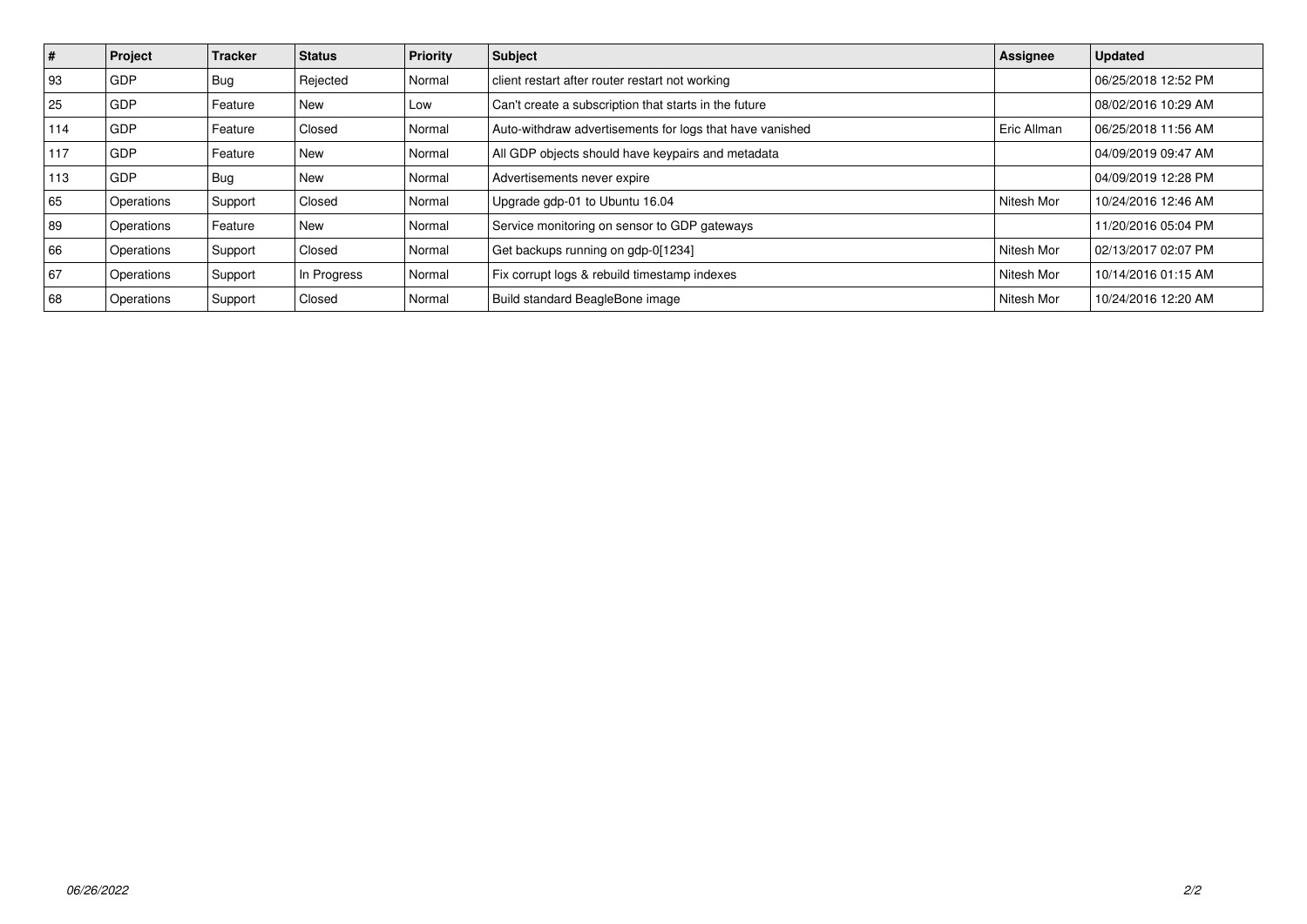| # | Project | Tracker | Status | Priority | Subject | Assignee | Updated |
|---|---|---|---|---|---|---|---|
| 93 | GDP | Bug | Rejected | Normal | client restart after router restart not working | | 06/25/2018 12:52 PM |
| 25 | GDP | Feature | New | Low | Can't create a subscription that starts in the future | | 08/02/2016 10:29 AM |
| 114 | GDP | Feature | Closed | Normal | Auto-withdraw advertisements for logs that have vanished | Eric Allman | 06/25/2018 11:56 AM |
| 117 | GDP | Feature | New | Normal | All GDP objects should have keypairs and metadata | | 04/09/2019 09:47 AM |
| 113 | GDP | Bug | New | Normal | Advertisements never expire | | 04/09/2019 12:28 PM |
| 65 | Operations | Support | Closed | Normal | Upgrade gdp-01 to Ubuntu 16.04 | Nitesh Mor | 10/24/2016 12:46 AM |
| 89 | Operations | Feature | New | Normal | Service monitoring on sensor to GDP gateways | | 11/20/2016 05:04 PM |
| 66 | Operations | Support | Closed | Normal | Get backups running on gdp-0[1234] | Nitesh Mor | 02/13/2017 02:07 PM |
| 67 | Operations | Support | In Progress | Normal | Fix corrupt logs & rebuild timestamp indexes | Nitesh Mor | 10/14/2016 01:15 AM |
| 68 | Operations | Support | Closed | Normal | Build standard BeagleBone image | Nitesh Mor | 10/24/2016 12:20 AM |